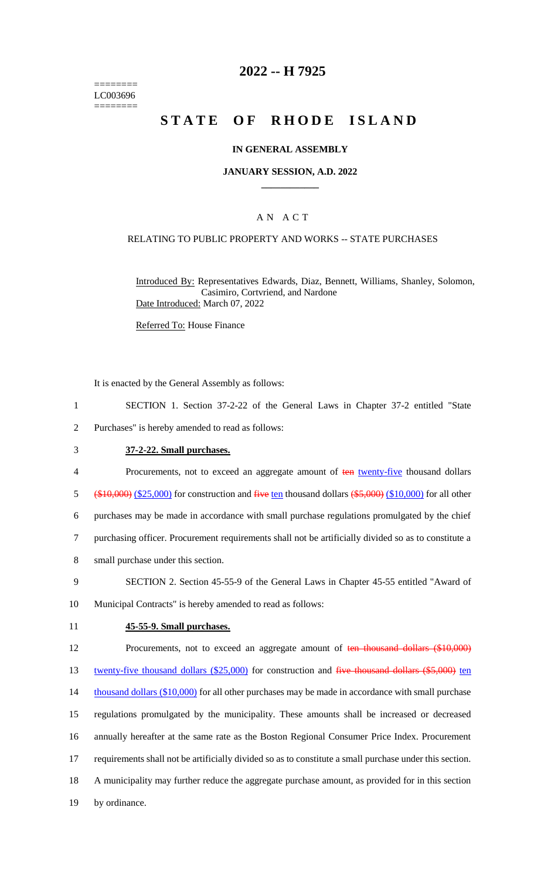========
LC003696
========

# 2022 -- H 7925

# STATE OF RHODE ISLAND

### IN GENERAL ASSEMBLY

### JANUARY SESSION, A.D. 2022

## A N A C T

### RELATING TO PUBLIC PROPERTY AND WORKS -- STATE PURCHASES

Introduced By: Representatives Edwards, Diaz, Bennett, Williams, Shanley, Solomon, Casimiro, Cortvriend, and Nardone

Date Introduced: March 07, 2022

Referred To: House Finance

It is enacted by the General Assembly as follows:

1 SECTION 1. Section 37-2-22 of the General Laws in Chapter 37-2 entitled "State
2 Purchases" is hereby amended to read as follows:

3 **37-2-22. Small purchases.**

4 Procurements, not to exceed an aggregate amount of ~~ten~~ twenty-five thousand dollars
5 ~~($10,000)~~ ($25,000) for construction and ~~five~~ ten thousand dollars ~~($5,000)~~ ($10,000) for all other
6 purchases may be made in accordance with small purchase regulations promulgated by the chief
7 purchasing officer. Procurement requirements shall not be artificially divided so as to constitute a
8 small purchase under this section.

9 SECTION 2. Section 45-55-9 of the General Laws in Chapter 45-55 entitled "Award of
10 Municipal Contracts" is hereby amended to read as follows:

11 **45-55-9. Small purchases.**

12 Procurements, not to exceed an aggregate amount of ~~ten thousand dollars ($10,000)~~
13 twenty-five thousand dollars ($25,000) for construction and ~~five thousand dollars ($5,000)~~ ten
14 thousand dollars ($10,000) for all other purchases may be made in accordance with small purchase
15 regulations promulgated by the municipality. These amounts shall be increased or decreased
16 annually hereafter at the same rate as the Boston Regional Consumer Price Index. Procurement
17 requirements shall not be artificially divided so as to constitute a small purchase under this section.
18 A municipality may further reduce the aggregate purchase amount, as provided for in this section
19 by ordinance.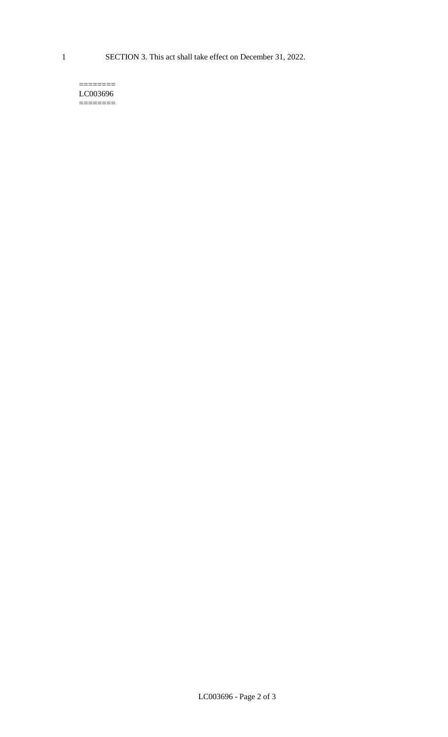SECTION 3. This act shall take effect on December 31, 2022.

========
LC003696
========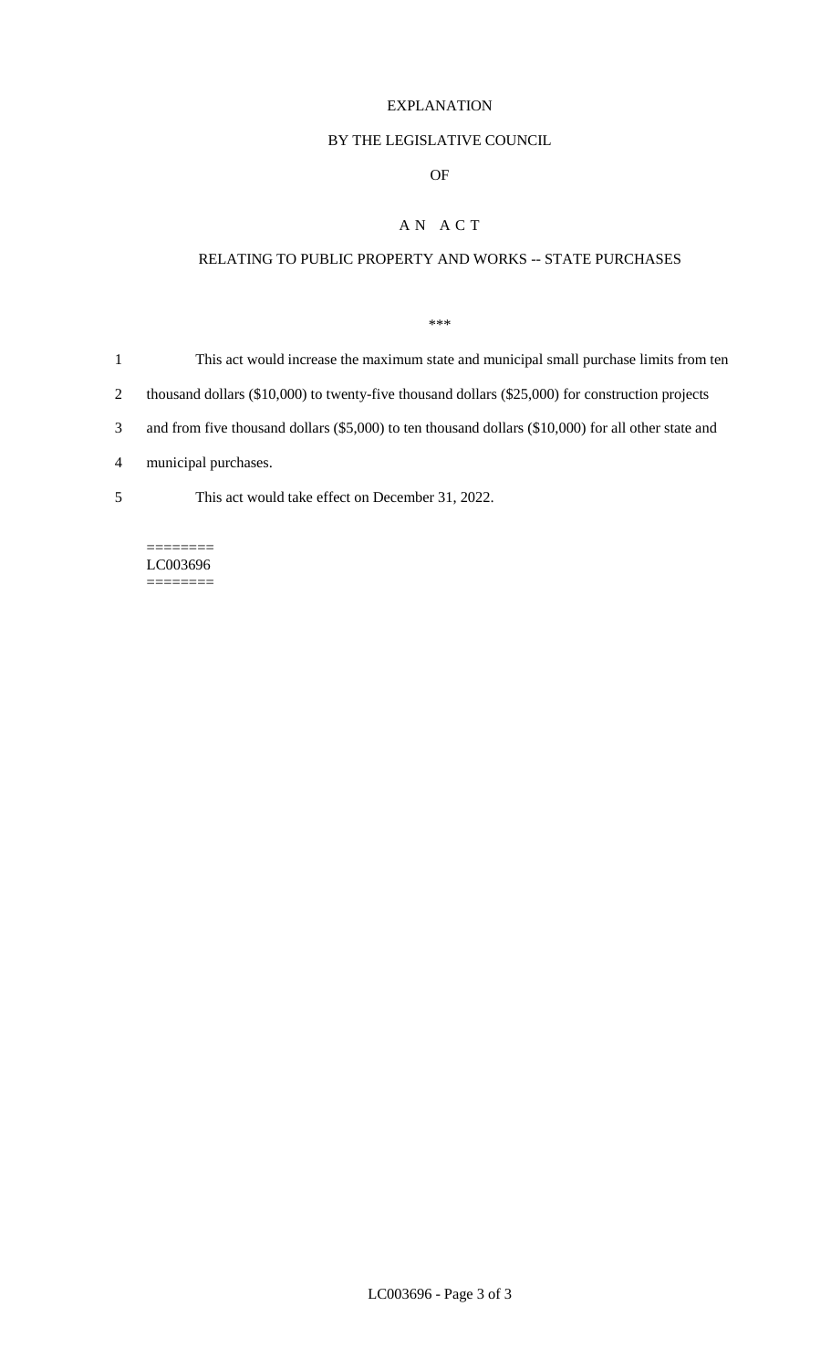EXPLANATION

BY THE LEGISLATIVE COUNCIL

OF

A N A C T

RELATING TO PUBLIC PROPERTY AND WORKS -- STATE PURCHASES

\*\*\*

This act would increase the maximum state and municipal small purchase limits from ten thousand dollars ($10,000) to twenty-five thousand dollars ($25,000) for construction projects and from five thousand dollars ($5,000) to ten thousand dollars ($10,000) for all other state and municipal purchases.

This act would take effect on December 31, 2022.

========
LC003696
========